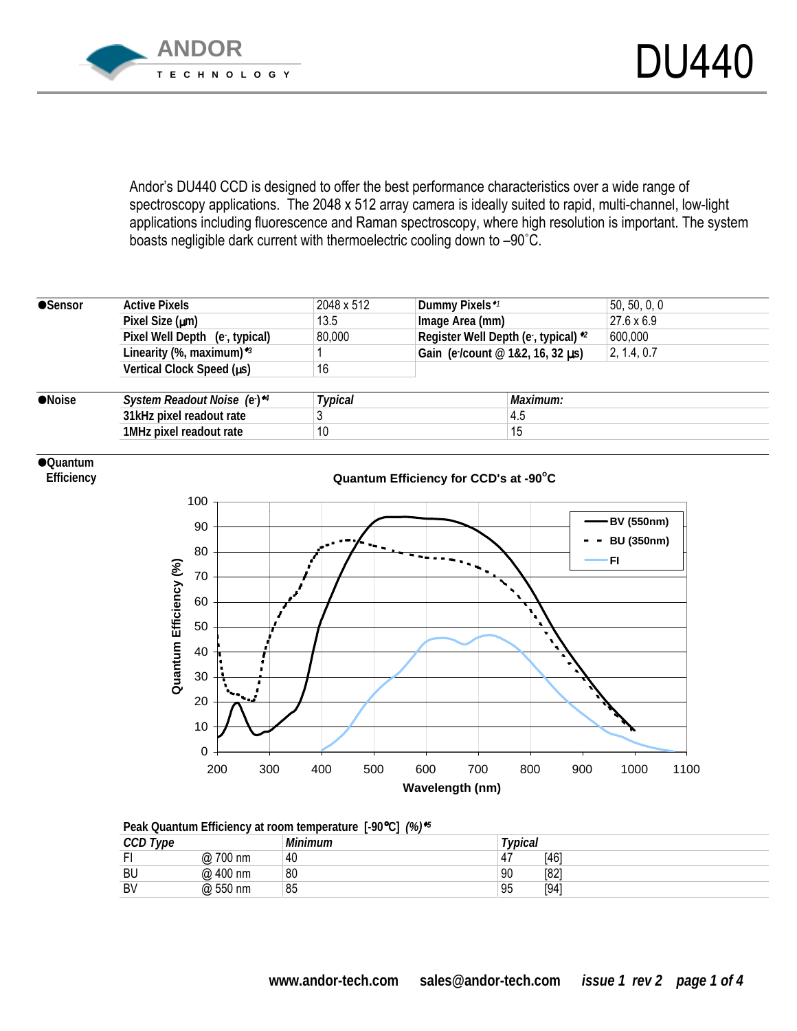# DU440

Andor's DU440 CCD is designed to offer the best performance characteristics over a wide range of spectroscopy applications. The 2048 x 512 array camera is ideally suited to rapid, multi-channel, low-light applications including fluorescence and Raman spectroscopy, where high resolution is important. The system boasts negligible dark current with thermoelectric cooling down to –90˚C.

**●Sensor**

| | | | |
|---|---|---|---|
| **Active Pixels** | 2048 x 512 | **Dummy Pixels** [•1] | 50, 50, 0, 0 |
| **Pixel Size (µm)** | 13.5 | **Image Area (mm)** | 27.6 x 6.9 |
| **Pixel Well Depth (e⁻, typical)** | 80,000 | **Register Well Depth (e⁻, typical)** [•2] | 600,000 |
| **Linearity (%, maximum)** [•3] | 1 | **Gain (e⁻/count @ 1&2, 16, 32 µs)** | 2, 1.4, 0.7 |
| **Vertical Clock Speed (µs)** | 16 | | |

**●Noise**

| ***System Readout Noise (e⁻)*** [•4] | *Typical* | *Maximum:* |
|---|---|---|
| **31kHz pixel readout rate** | 3 | 4.5 |
| **1MHz pixel readout rate** | 10 | 15 |

**●Quantum Efficiency**

**Quantum Efficiency for CCD's at -90°C**

**Peak Quantum Efficiency at room temperature [-90°C] (%)** [•5]

| *CCD Type* | | *Minimum* | *Typical* | |
|---|---|---|---|---|
| FI | @ 700 nm | 40 | 47 | [46] |
| BU | @ 400 nm | 80 | 90 | [82] |
| BV | @ 550 nm | 85 | 95 | [94] |

**www.andor-tech.com sales@andor-tech.com** ***issue 1 rev 2***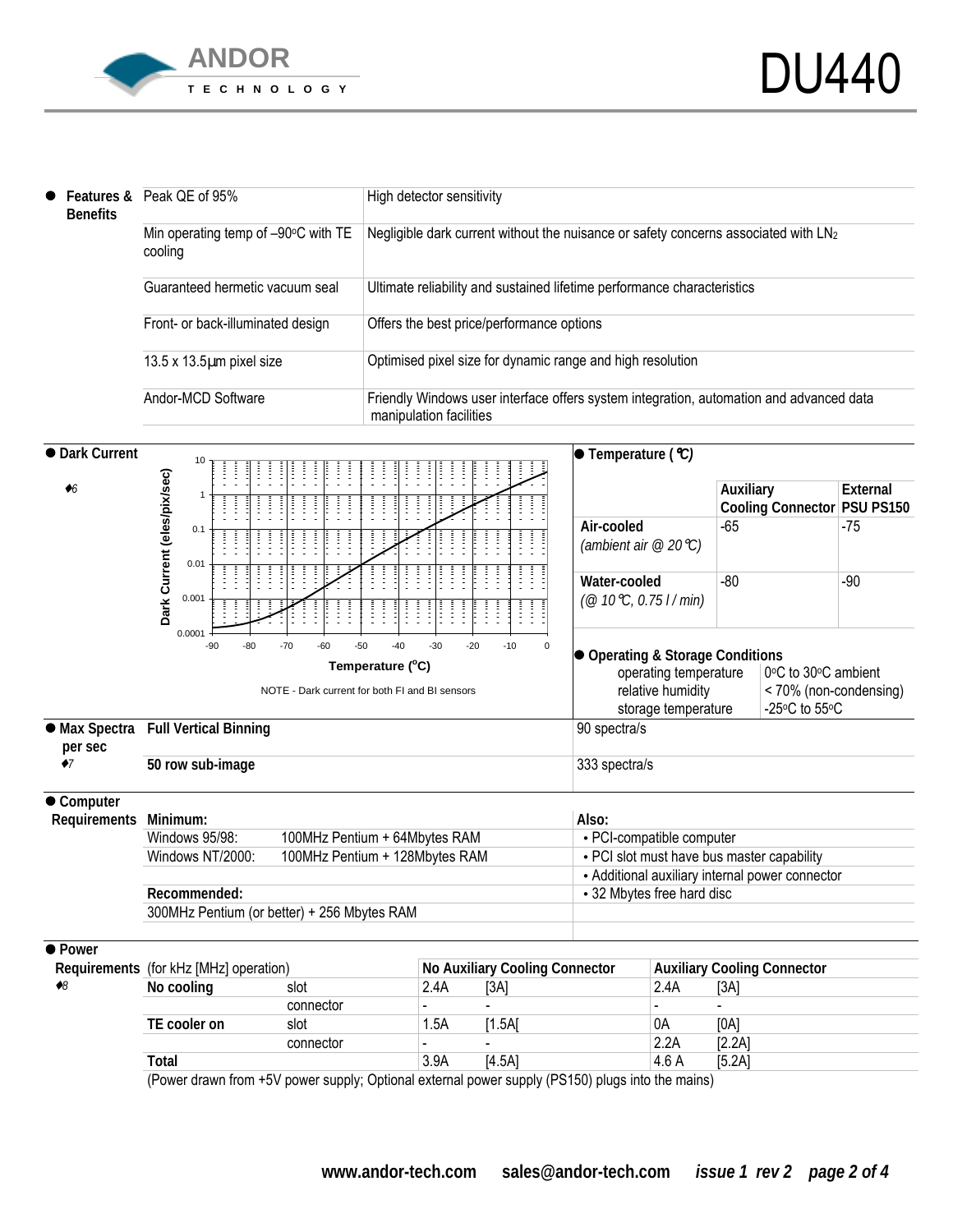# DU440

## Features & Benefits

| Feature | Benefit |
|---|---|
| Peak QE of 95% | High detector sensitivity |
| Min operating temp of –90°C with TE cooling | Negligible dark current without the nuisance or safety concerns associated with $LN_2$ |
| Guaranteed hermetic vacuum seal | Ultimate reliability and sustained lifetime performance characteristics |
| Front- or back-illuminated design | Offers the best price/performance options |
| 13.5 x 13.5µm pixel size | Optimised pixel size for dynamic range and high resolution |
| Andor-MCD Software | Friendly Windows user interface offers system integration, automation and advanced data manipulation facilities |

## Dark Current

♦6

Dark Current (eles/pix/sec) vs Temperature (°C)

NOTE - Dark current for both FI and BI sensors

## Temperature (°C)

| | Auxiliary Cooling Connector | External PSU PS150 |
|---|---|---|
| **Air-cooled** *(ambient air @ 20°C)* | -65 | -75 |
| **Water-cooled** *(@ 10°C, 0.75 l / min)* | -80 | -90 |

## Operating & Storage Conditions

| | |
|---|---|
| operating temperature | 0°C to 30°C ambient |
| relative humidity | < 70% (non-condensing) |
| storage temperature | -25°C to 55°C |

## Max Spectra per sec

♦7

| | |
|---|---|
| **Full Vertical Binning** | 90 spectra/s |
| **50 row sub-image** | 333 spectra/s |

## Computer Requirements

**Minimum:**

| | |
|---|---|
| Windows 95/98: | 100MHz Pentium + 64Mbytes RAM |
| Windows NT/2000: | 100MHz Pentium + 128Mbytes RAM |

**Recommended:**

300MHz Pentium (or better) + 256 Mbytes RAM

**Also:**

- PCI-compatible computer
- PCI slot must have bus master capability
- Additional auxiliary internal power connector
- 32 Mbytes free hard disc

## Power Requirements

♦8

| (for kHz [MHz] operation) | | No Auxiliary Cooling Connector | | Auxiliary Cooling Connector | |
|---|---|---|---|---|---|
| **No cooling** | slot | 2.4A | [3A] | 2.4A | [3A] |
| | connector | - | - | - | - |
| **TE cooler on** | slot | 1.5A | [1.5A[ | 0A | [0A] |
| | connector | - | - | 2.2A | [2.2A] |
| **Total** | | 3.9A | [4.5A] | 4.6 A | [5.2A] |

(Power drawn from +5V power supply; Optional external power supply (PS150) plugs into the mains)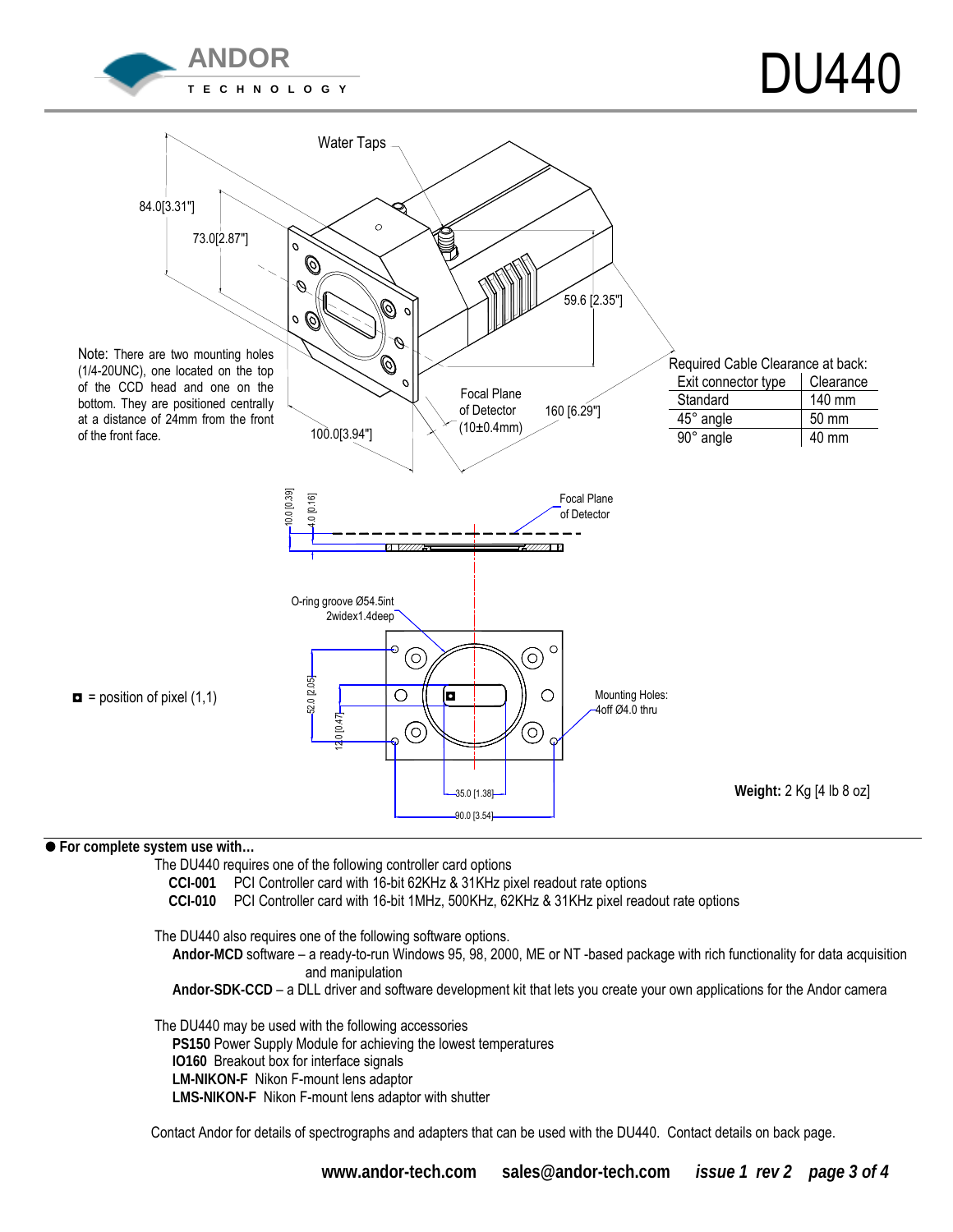# DU440

Water Taps

84.0[3.31"]

73.0[2.87"]

59.6 [2.35"]

Note: There are two mounting holes (1/4-20UNC), one located on the top of the CCD head and one on the bottom. They are positioned centrally at a distance of 24mm from the front of the front face.

Focal Plane of Detector (10±0.4mm)

160 [6.29"]

100.0[3.94"]

Required Cable Clearance at back:

| Exit connector type | Clearance |
|---|---|
| Standard | 140 mm |
| 45° angle | 50 mm |
| 90° angle | 40 mm |

10.0 [0.39]

4.0 [0.16]

Focal Plane of Detector

O-ring groove Ø54.5int 2widex1.4deep

◘ = position of pixel (1,1)

52.0 [2.05]

12.0 [0.47]

Mounting Holes: 4off Ø4.0 thru

35.0 [1.38]

90.0 [3.54]

**Weight:** 2 Kg [4 lb 8 oz]

● **For complete system use with…**

The DU440 requires one of the following controller card options

- **CCI-001** PCI Controller card with 16-bit 62KHz & 31KHz pixel readout rate options
- **CCI-010** PCI Controller card with 16-bit 1MHz, 500KHz, 62KHz & 31KHz pixel readout rate options

The DU440 also requires one of the following software options.

- **Andor-MCD** software – a ready-to-run Windows 95, 98, 2000, ME or NT -based package with rich functionality for data acquisition and manipulation
- **Andor-SDK-CCD** – a DLL driver and software development kit that lets you create your own applications for the Andor camera

The DU440 may be used with the following accessories

- **PS150** Power Supply Module for achieving the lowest temperatures
- **IO160** Breakout box for interface signals
- **LM-NIKON-F** Nikon F-mount lens adaptor
- **LMS-NIKON-F** Nikon F-mount lens adaptor with shutter

Contact Andor for details of spectrographs and adapters that can be used with the DU440. Contact details on back page.

**www.andor-tech.com** **sales@andor-tech.com** ***issue 1 rev 2***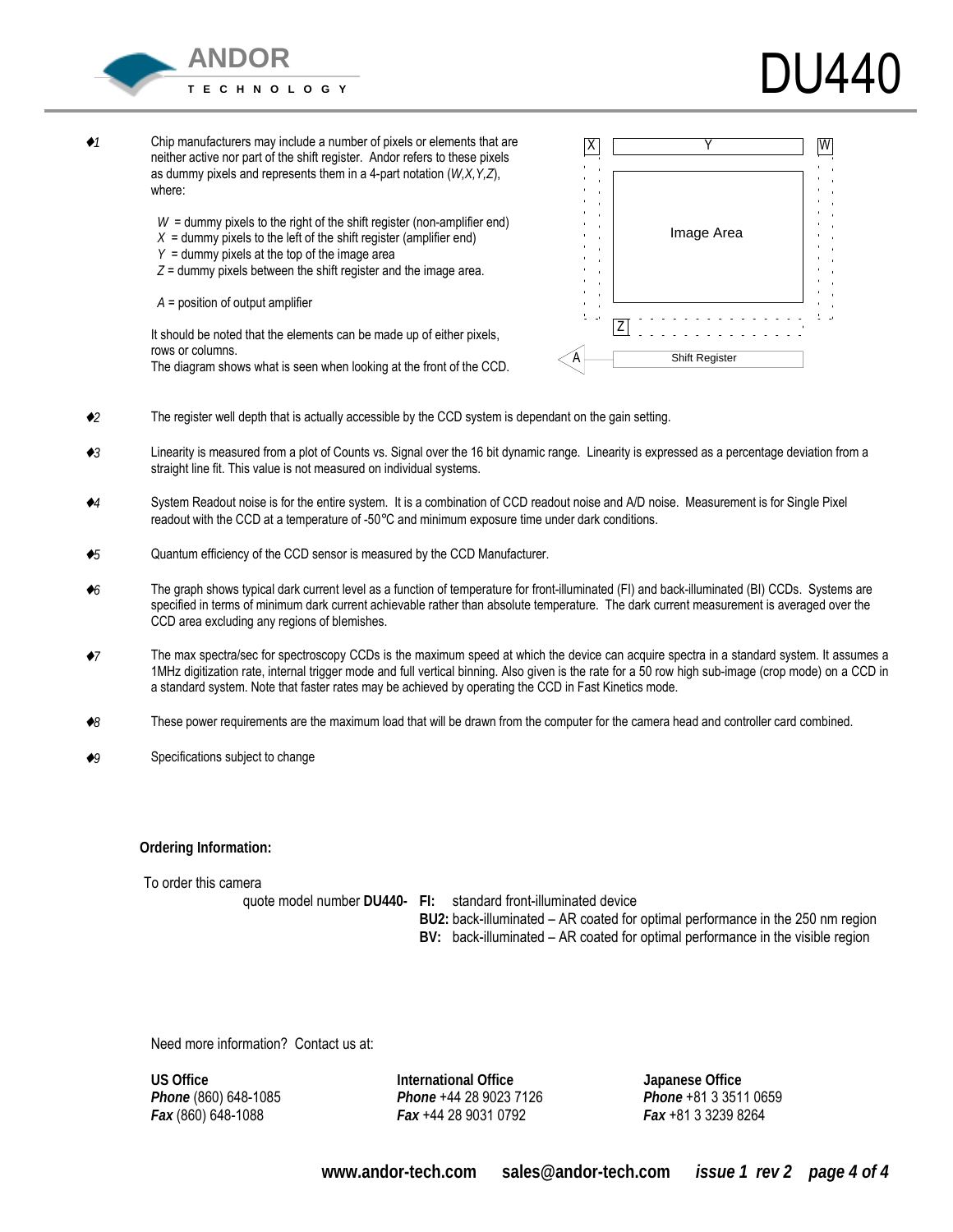♦1 Chip manufacturers may include a number of pixels or elements that are neither active nor part of the shift register. Andor refers to these pixels as dummy pixels and represents them in a 4-part notation (*W*,*X*,*Y*,*Z*), where:

*W* = dummy pixels to the right of the shift register (non-amplifier end)
*X* = dummy pixels to the left of the shift register (amplifier end)
*Y* = dummy pixels at the top of the image area
*Z* = dummy pixels between the shift register and the image area.

*A* = position of output amplifier

It should be noted that the elements can be made up of either pixels, rows or columns.
The diagram shows what is seen when looking at the front of the CCD.

X
Y
W
Image Area
Z
A
Shift Register

♦2 The register well depth that is actually accessible by the CCD system is dependant on the gain setting.

♦3 Linearity is measured from a plot of Counts vs. Signal over the 16 bit dynamic range. Linearity is expressed as a percentage deviation from a straight line fit. This value is not measured on individual systems.

♦4 System Readout noise is for the entire system. It is a combination of CCD readout noise and A/D noise. Measurement is for Single Pixel readout with the CCD at a temperature of -50°C and minimum exposure time under dark conditions.

♦5 Quantum efficiency of the CCD sensor is measured by the CCD Manufacturer.

♦6 The graph shows typical dark current level as a function of temperature for front-illuminated (FI) and back-illuminated (BI) CCDs. Systems are specified in terms of minimum dark current achievable rather than absolute temperature. The dark current measurement is averaged over the CCD area excluding any regions of blemishes.

♦7 The max spectra/sec for spectroscopy CCDs is the maximum speed at which the device can acquire spectra in a standard system. It assumes a 1MHz digitization rate, internal trigger mode and full vertical binning. Also given is the rate for a 50 row high sub-image (crop mode) on a CCD in a standard system. Note that faster rates may be achieved by operating the CCD in Fast Kinetics mode.

♦8 These power requirements are the maximum load that will be drawn from the computer for the camera head and controller card combined.

♦9 Specifications subject to change

**Ordering Information:**

To order this camera
quote model number **DU440-**
**FI:** standard front-illuminated device
**BU2:** back-illuminated – AR coated for optimal performance in the 250 nm region
**BV:** back-illuminated – AR coated for optimal performance in the visible region

Need more information? Contact us at:

**US Office**
***Phone*** (860) 648-1085
***Fax*** (860) 648-1088

**International Office**
***Phone*** +44 28 9023 7126
***Fax*** +44 28 9031 0792

**Japanese Office**
***Phone*** +81 3 3511 0659
***Fax*** +81 3 3239 8264

**www.andor-tech.com** **sales@andor-tech.com** ***issue 1 rev 2***